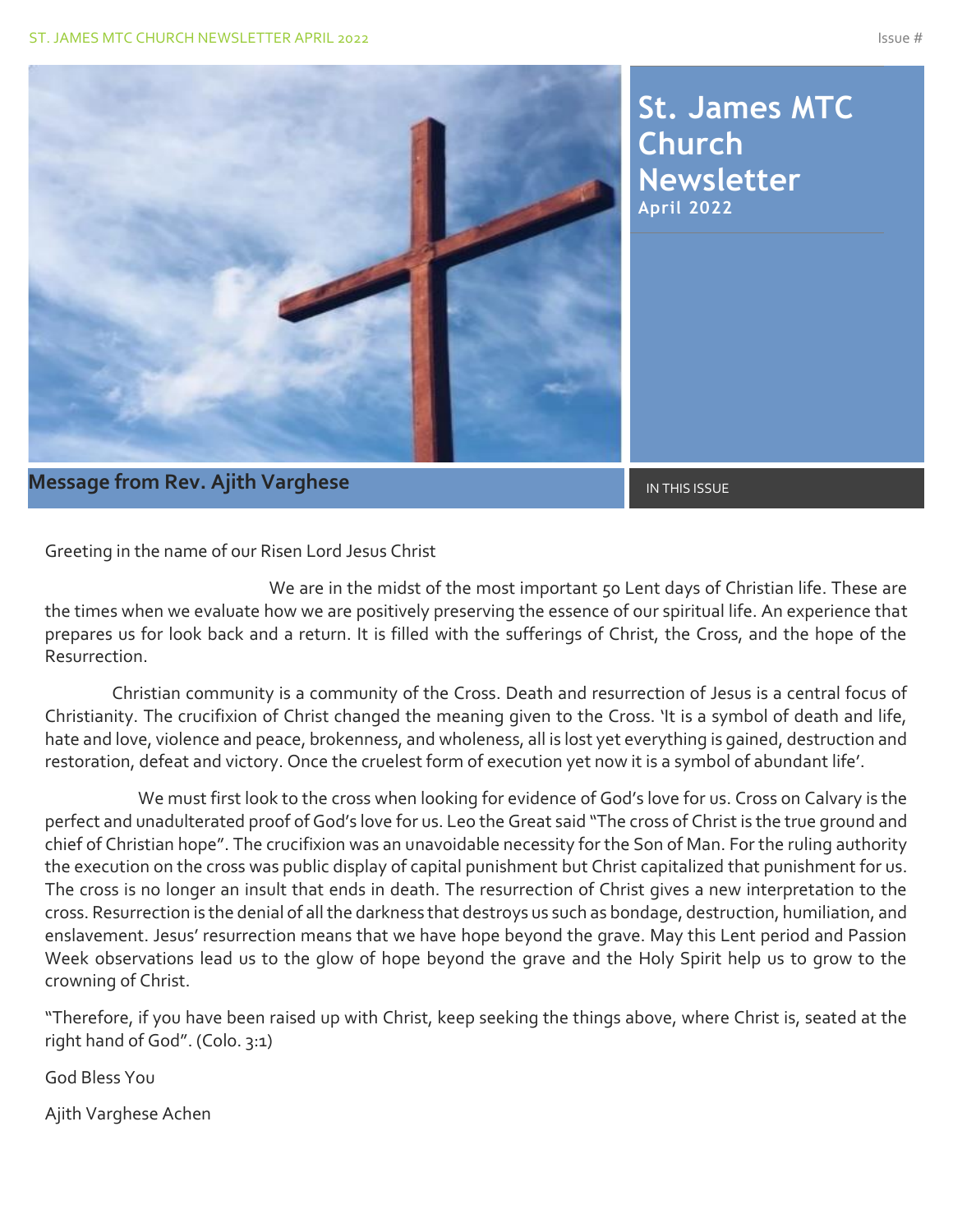# St. James MTC Church Newsletter

**April 2022**

## Message from Rev. Ajith Varghese

IN THIS ISSUE

Greeting in the name of our Risen Lord Jesus Christ

We are in the midst of the most important 50 Lent days of Christian life. These are the times when we evaluate how we are positively preserving the essence of our spiritual life. An experience that prepares us for look back and a return. It is filled with the sufferings of Christ, the Cross, and the hope of the Resurrection.

Christian community is a community of the Cross. Death and resurrection of Jesus is a central focus of Christianity. The crucifixion of Christ changed the meaning given to the Cross. 'It is a symbol of death and life, hate and love, violence and peace, brokenness, and wholeness, all is lost yet everything is gained, destruction and restoration, defeat and victory. Once the cruelest form of execution yet now it is a symbol of abundant life'.

We must first look to the cross when looking for evidence of God's love for us. Cross on Calvary is the perfect and unadulterated proof of God's love for us. Leo the Great said "The cross of Christ is the true ground and chief of Christian hope". The crucifixion was an unavoidable necessity for the Son of Man. For the ruling authority the execution on the cross was public display of capital punishment but Christ capitalized that punishment for us. The cross is no longer an insult that ends in death. The resurrection of Christ gives a new interpretation to the cross. Resurrection is the denial of all the darkness that destroys us such as bondage, destruction, humiliation, and enslavement. Jesus' resurrection means that we have hope beyond the grave. May this Lent period and Passion Week observations lead us to the glow of hope beyond the grave and the Holy Spirit help us to grow to the crowning of Christ.

"Therefore, if you have been raised up with Christ, keep seeking the things above, where Christ is, seated at the right hand of God". (Colo. 3:1)

God Bless You

Ajith Varghese Achen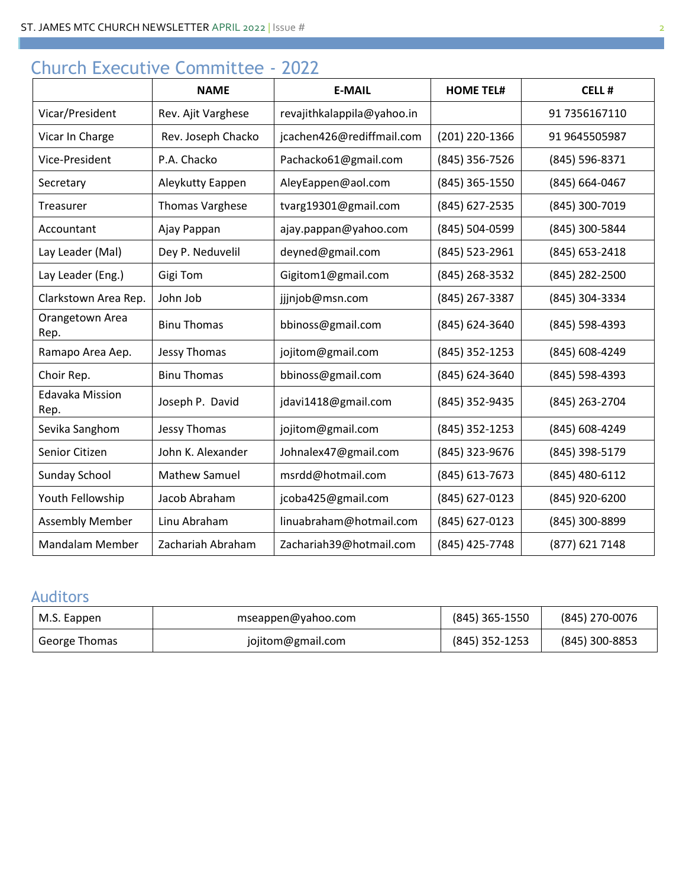## Church Executive Committee - 2022

| | NAME | E-MAIL | HOME TEL# | CELL # |
|---|---|---|---|---|
| Vicar/President | Rev. Ajit Varghese | revajithkalappila@yahoo.in | | 91 7356167110 |
| Vicar In Charge | Rev. Joseph Chacko | jcachen426@rediffmail.com | (201) 220-1366 | 91 9645505987 |
| Vice-President | P.A. Chacko | Pachacko61@gmail.com | (845) 356-7526 | (845) 596-8371 |
| Secretary | Aleykutty Eappen | AleyEappen@aol.com | (845) 365-1550 | (845) 664-0467 |
| Treasurer | Thomas Varghese | tvarg19301@gmail.com | (845) 627-2535 | (845) 300-7019 |
| Accountant | Ajay Pappan | ajay.pappan@yahoo.com | (845) 504-0599 | (845) 300-5844 |
| Lay Leader (Mal) | Dey P. Neduvelil | deyned@gmail.com | (845) 523-2961 | (845) 653-2418 |
| Lay Leader (Eng.) | Gigi Tom | Gigitom1@gmail.com | (845) 268-3532 | (845) 282-2500 |
| Clarkstown Area Rep. | John Job | jjjnjob@msn.com | (845) 267-3387 | (845) 304-3334 |
| Orangetown Area Rep. | Binu Thomas | bbinoss@gmail.com | (845) 624-3640 | (845) 598-4393 |
| Ramapo Area Aep. | Jessy Thomas | jojitom@gmail.com | (845) 352-1253 | (845) 608-4249 |
| Choir Rep. | Binu Thomas | bbinoss@gmail.com | (845) 624-3640 | (845) 598-4393 |
| Edavaka Mission Rep. | Joseph P. David | jdavi1418@gmail.com | (845) 352-9435 | (845) 263-2704 |
| Sevika Sanghom | Jessy Thomas | jojitom@gmail.com | (845) 352-1253 | (845) 608-4249 |
| Senior Citizen | John K. Alexander | Johnalex47@gmail.com | (845) 323-9676 | (845) 398-5179 |
| Sunday School | Mathew Samuel | msrdd@hotmail.com | (845) 613-7673 | (845) 480-6112 |
| Youth Fellowship | Jacob Abraham | jcoba425@gmail.com | (845) 627-0123 | (845) 920-6200 |
| Assembly Member | Linu Abraham | linuabraham@hotmail.com | (845) 627-0123 | (845) 300-8899 |
| Mandalam Member | Zachariah Abraham | Zachariah39@hotmail.com | (845) 425-7748 | (877) 621 7148 |

## Auditors

| | | | |
|---|---|---|---|
| M.S. Eappen | mseappen@yahoo.com | (845) 365-1550 | (845) 270-0076 |
| George Thomas | jojitom@gmail.com | (845) 352-1253 | (845) 300-8853 |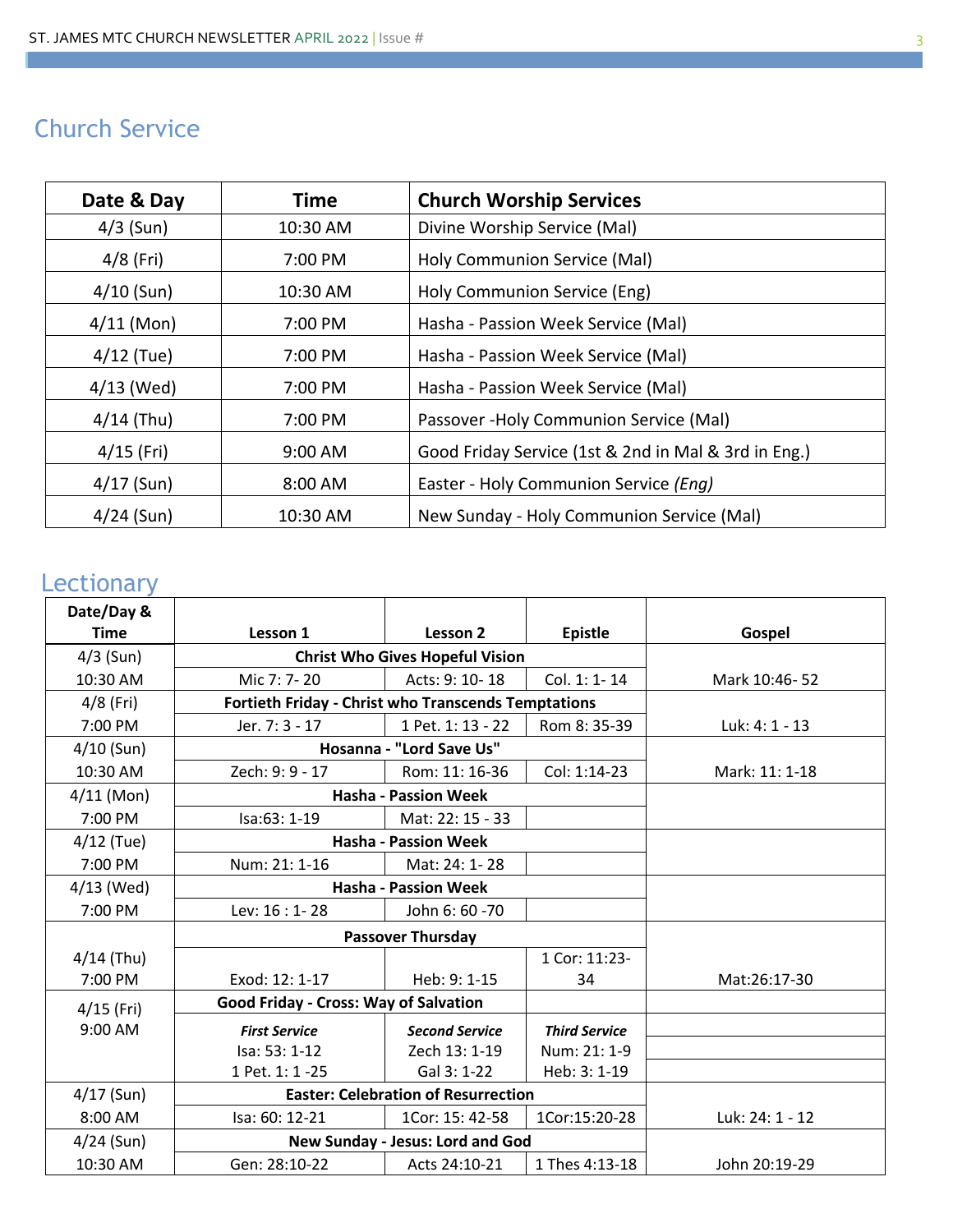## Church Service

| Date & Day | Time | Church Worship Services |
|---|---|---|
| 4/3 (Sun) | 10:30 AM | Divine Worship Service (Mal) |
| 4/8 (Fri) | 7:00 PM | Holy Communion Service (Mal) |
| 4/10 (Sun) | 10:30 AM | Holy Communion Service (Eng) |
| 4/11 (Mon) | 7:00 PM | Hasha - Passion Week Service (Mal) |
| 4/12 (Tue) | 7:00 PM | Hasha - Passion Week Service (Mal) |
| 4/13 (Wed) | 7:00 PM | Hasha - Passion Week Service (Mal) |
| 4/14 (Thu) | 7:00 PM | Passover -Holy Communion Service (Mal) |
| 4/15 (Fri) | 9:00 AM | Good Friday Service (1st & 2nd in Mal & 3rd in Eng.) |
| 4/17 (Sun) | 8:00 AM | Easter - Holy Communion Service *(Eng)* |
| 4/24 (Sun) | 10:30 AM | New Sunday - Holy Communion Service (Mal) |

## Lectionary

| Date/Day & Time | Lesson 1 | Lesson 2 | Epistle | Gospel |
|---|---|---|---|---|
| 4/3 (Sun) | **Christ Who Gives Hopeful Vision** | | | |
| 10:30 AM | Mic 7: 7- 20 | Acts: 9: 10- 18 | Col. 1: 1- 14 | Mark 10:46- 52 |
| 4/8 (Fri) | **Fortieth Friday - Christ who Transcends Temptations** | | | |
| 7:00 PM | Jer. 7: 3 - 17 | 1 Pet. 1: 13 - 22 | Rom 8: 35-39 | Luk: 4: 1 - 13 |
| 4/10 (Sun) | **Hosanna - "Lord Save Us"** | | | |
| 10:30 AM | Zech: 9: 9 - 17 | Rom: 11: 16-36 | Col: 1:14-23 | Mark: 11: 1-18 |
| 4/11 (Mon) | **Hasha - Passion Week** | | | |
| 7:00 PM | Isa:63: 1-19 | Mat: 22: 15 - 33 | | |
| 4/12 (Tue) | **Hasha - Passion Week** | | | |
| 7:00 PM | Num: 21: 1-16 | Mat: 24: 1- 28 | | |
| 4/13 (Wed) | **Hasha - Passion Week** | | | |
| 7:00 PM | Lev: 16 : 1- 28 | John 6: 60 -70 | | |
| 4/14 (Thu) | **Passover Thursday** | | | |
| 7:00 PM | Exod: 12: 1-17 | Heb: 9: 1-15 | 1 Cor: 11:23-34 | Mat:26:17-30 |
| 4/15 (Fri) | **Good Friday - Cross: Way of Salvation** | | | |
| 9:00 AM | ***First Service*** | ***Second Service*** | ***Third Service*** | |
| | Isa: 53: 1-12 | Zech 13: 1-19 | Num: 21: 1-9 | |
| | 1 Pet. 1: 1 -25 | Gal 3: 1-22 | Heb: 3: 1-19 | |
| 4/17 (Sun) | **Easter: Celebration of Resurrection** | | | |
| 8:00 AM | Isa: 60: 12-21 | 1Cor: 15: 42-58 | 1Cor:15:20-28 | Luk: 24: 1 - 12 |
| 4/24 (Sun) | **New Sunday - Jesus: Lord and God** | | | |
| 10:30 AM | Gen: 28:10-22 | Acts 24:10-21 | 1 Thes 4:13-18 | John 20:19-29 |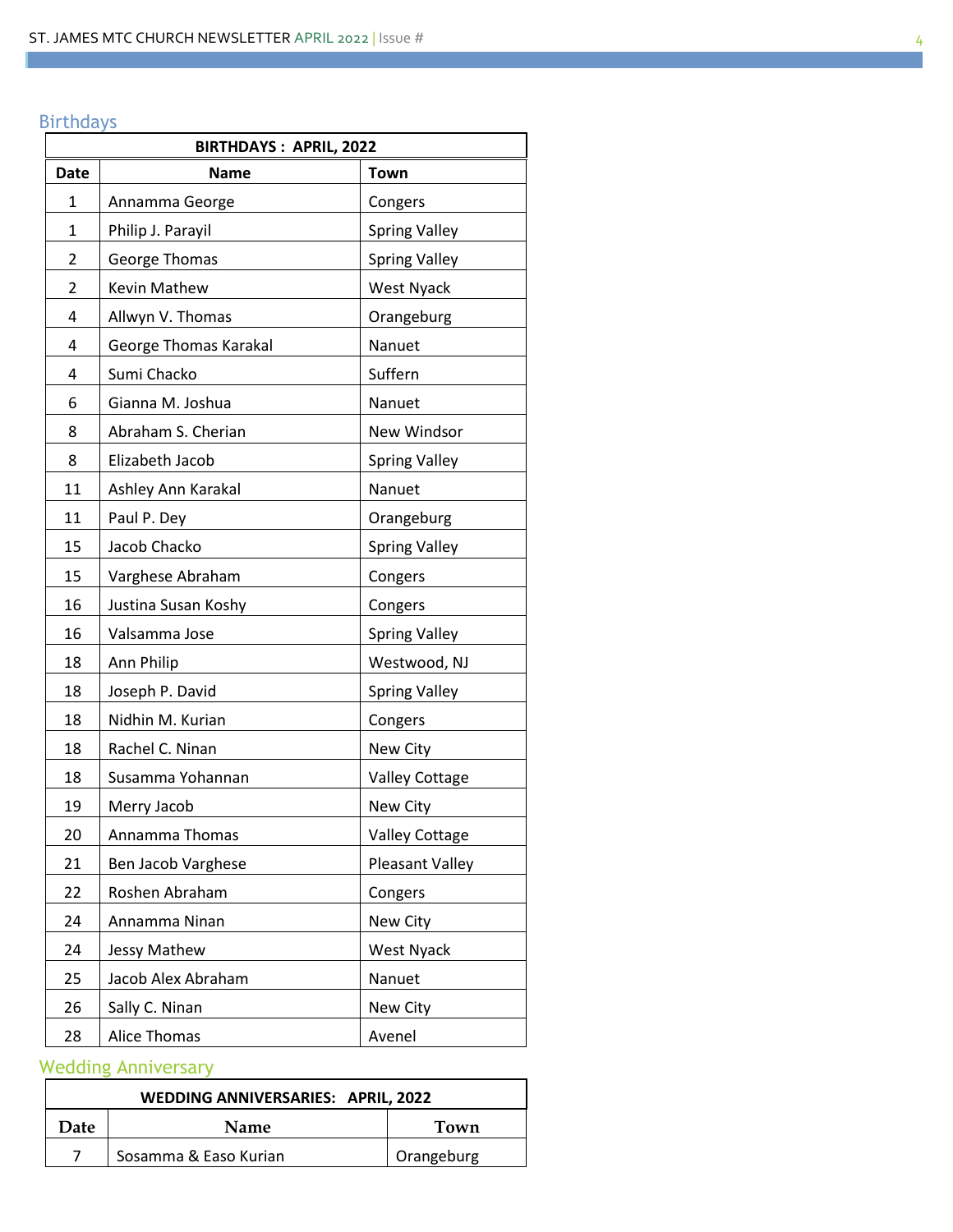## Birthdays

| BIRTHDAYS : APRIL, 2022 | | |
|---|---|---|
| **Date** | **Name** | **Town** |
| 1 | Annamma George | Congers |
| 1 | Philip J. Parayil | Spring Valley |
| 2 | George Thomas | Spring Valley |
| 2 | Kevin Mathew | West Nyack |
| 4 | Allwyn V. Thomas | Orangeburg |
| 4 | George Thomas Karakal | Nanuet |
| 4 | Sumi Chacko | Suffern |
| 6 | Gianna M. Joshua | Nanuet |
| 8 | Abraham S. Cherian | New Windsor |
| 8 | Elizabeth Jacob | Spring Valley |
| 11 | Ashley Ann Karakal | Nanuet |
| 11 | Paul P. Dey | Orangeburg |
| 15 | Jacob Chacko | Spring Valley |
| 15 | Varghese Abraham | Congers |
| 16 | Justina Susan Koshy | Congers |
| 16 | Valsamma Jose | Spring Valley |
| 18 | Ann Philip | Westwood, NJ |
| 18 | Joseph P. David | Spring Valley |
| 18 | Nidhin M. Kurian | Congers |
| 18 | Rachel C. Ninan | New City |
| 18 | Susamma Yohannan | Valley Cottage |
| 19 | Merry Jacob | New City |
| 20 | Annamma Thomas | Valley Cottage |
| 21 | Ben Jacob Varghese | Pleasant Valley |
| 22 | Roshen Abraham | Congers |
| 24 | Annamma Ninan | New City |
| 24 | Jessy Mathew | West Nyack |
| 25 | Jacob Alex Abraham | Nanuet |
| 26 | Sally C. Ninan | New City |
| 28 | Alice Thomas | Avenel |

## Wedding Anniversary

| WEDDING ANNIVERSARIES: APRIL, 2022 | | |
|---|---|---|
| **Date** | **Name** | **Town** |
| 7 | Sosamma & Easo Kurian | Orangeburg |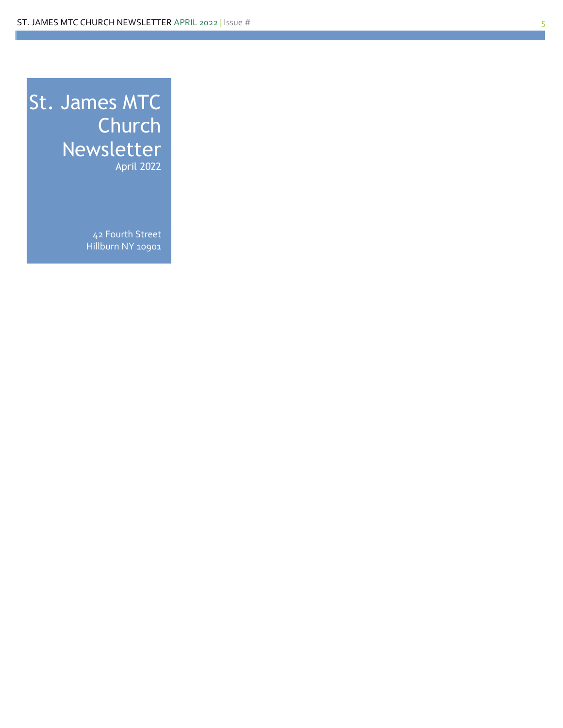# St. James MTC Church Newsletter

April 2022

42 Fourth Street
Hillburn NY 10901